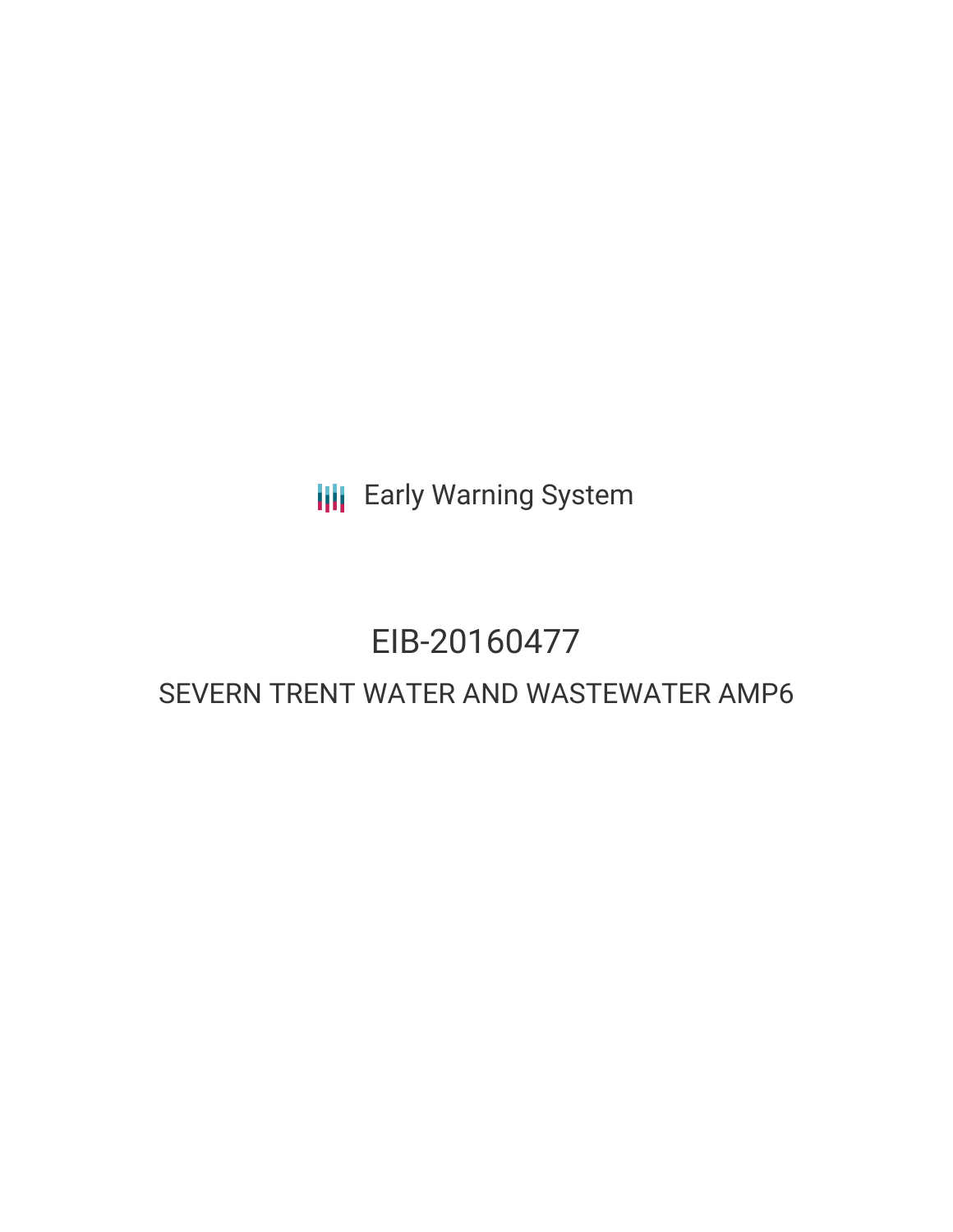Early Warning System

# EIB-20160477

## SEVERN TRENT WATER AND WASTEWATER AMP6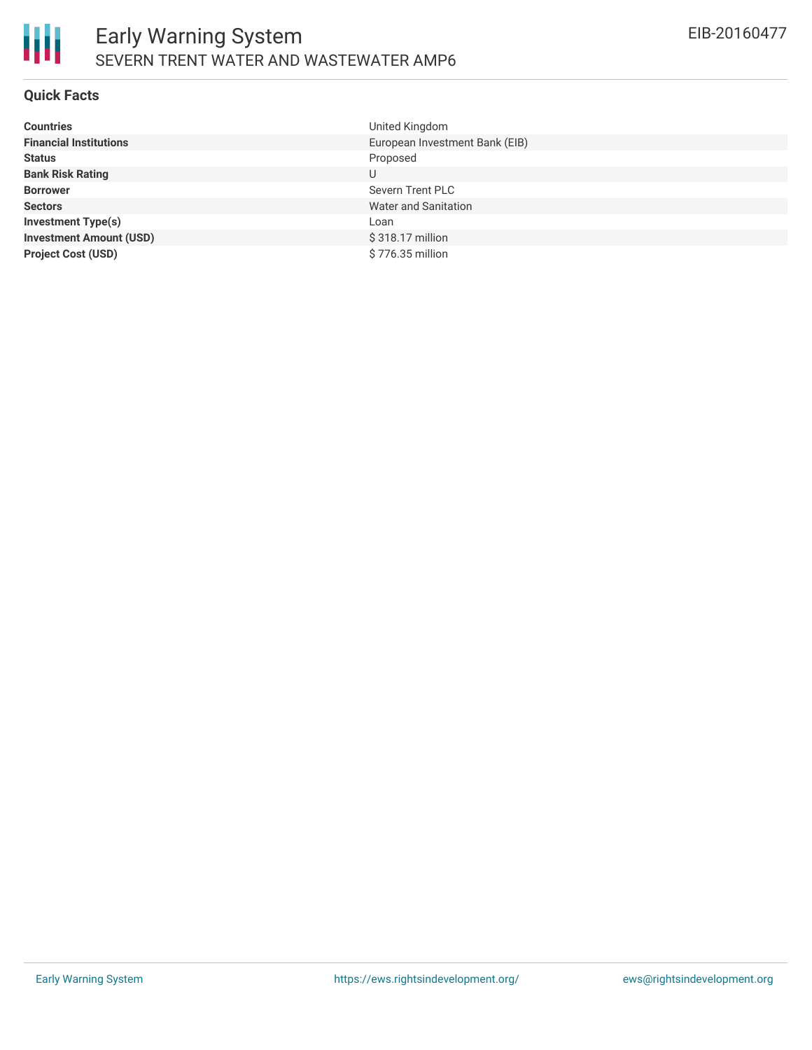# Early Warning System

SEVERN TRENT WATER AND WASTEWATER AMP6

EIB-20160477

## Quick Facts

| | |
|---|---|
| **Countries** | United Kingdom |
| **Financial Institutions** | European Investment Bank (EIB) |
| **Status** | Proposed |
| **Bank Risk Rating** | U |
| **Borrower** | Severn Trent PLC |
| **Sectors** | Water and Sanitation |
| **Investment Type(s)** | Loan |
| **Investment Amount (USD)** | $ 318.17 million |
| **Project Cost (USD)** | $ 776.35 million |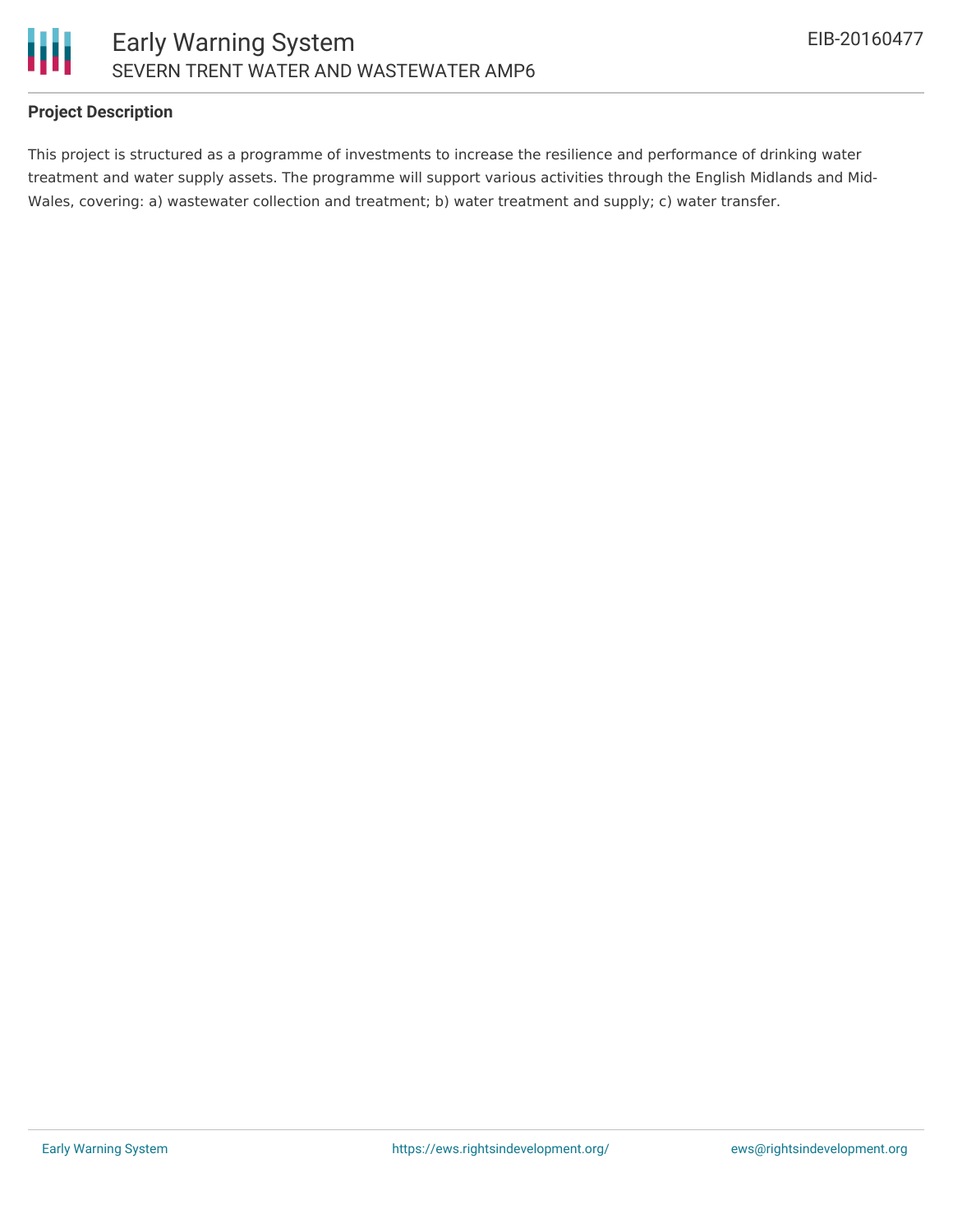## Project Description

This project is structured as a programme of investments to increase the resilience and performance of drinking water treatment and water supply assets. The programme will support various activities through the English Midlands and Mid-Wales, covering: a) wastewater collection and treatment; b) water treatment and supply; c) water transfer.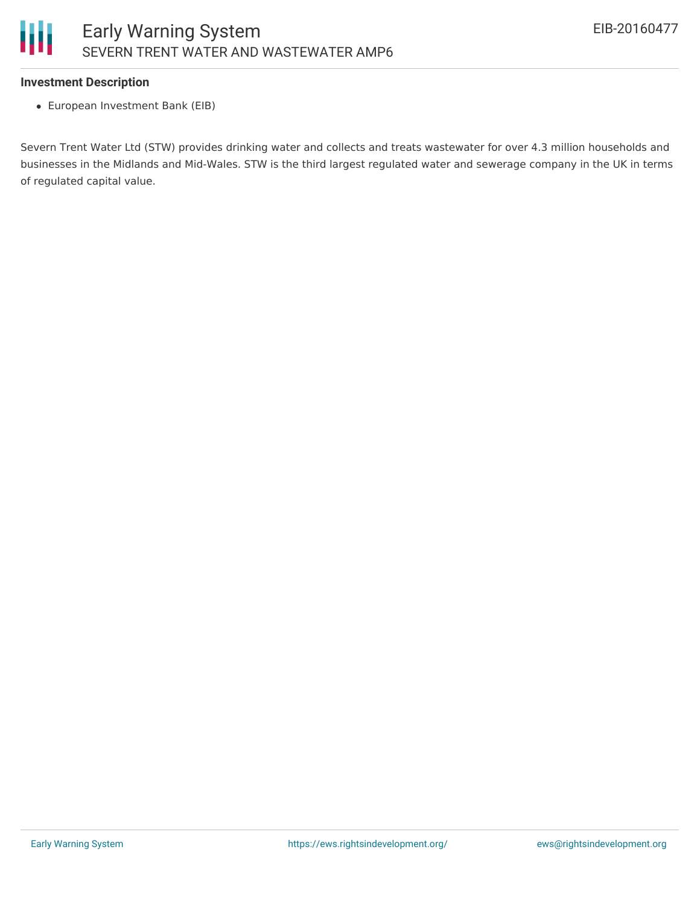**Investment Description**

- European Investment Bank (EIB)

Severn Trent Water Ltd (STW) provides drinking water and collects and treats wastewater for over 4.3 million households and businesses in the Midlands and Mid-Wales. STW is the third largest regulated water and sewerage company in the UK in terms of regulated capital value.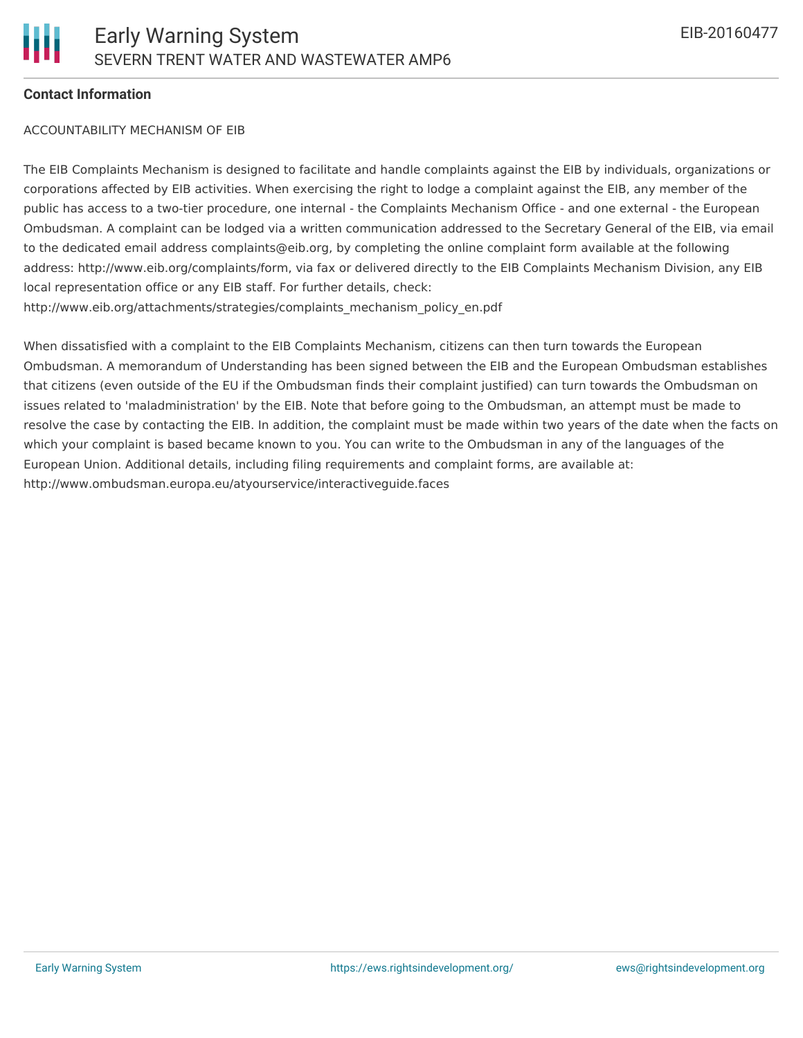**Contact Information**

ACCOUNTABILITY MECHANISM OF EIB

The EIB Complaints Mechanism is designed to facilitate and handle complaints against the EIB by individuals, organizations or corporations affected by EIB activities. When exercising the right to lodge a complaint against the EIB, any member of the public has access to a two-tier procedure, one internal - the Complaints Mechanism Office - and one external - the European Ombudsman. A complaint can be lodged via a written communication addressed to the Secretary General of the EIB, via email to the dedicated email address complaints@eib.org, by completing the online complaint form available at the following address: http://www.eib.org/complaints/form, via fax or delivered directly to the EIB Complaints Mechanism Division, any EIB local representation office or any EIB staff. For further details, check: http://www.eib.org/attachments/strategies/complaints_mechanism_policy_en.pdf

When dissatisfied with a complaint to the EIB Complaints Mechanism, citizens can then turn towards the European Ombudsman. A memorandum of Understanding has been signed between the EIB and the European Ombudsman establishes that citizens (even outside of the EU if the Ombudsman finds their complaint justified) can turn towards the Ombudsman on issues related to 'maladministration' by the EIB. Note that before going to the Ombudsman, an attempt must be made to resolve the case by contacting the EIB. In addition, the complaint must be made within two years of the date when the facts on which your complaint is based became known to you. You can write to the Ombudsman in any of the languages of the European Union. Additional details, including filing requirements and complaint forms, are available at: http://www.ombudsman.europa.eu/atyourservice/interactiveguide.faces